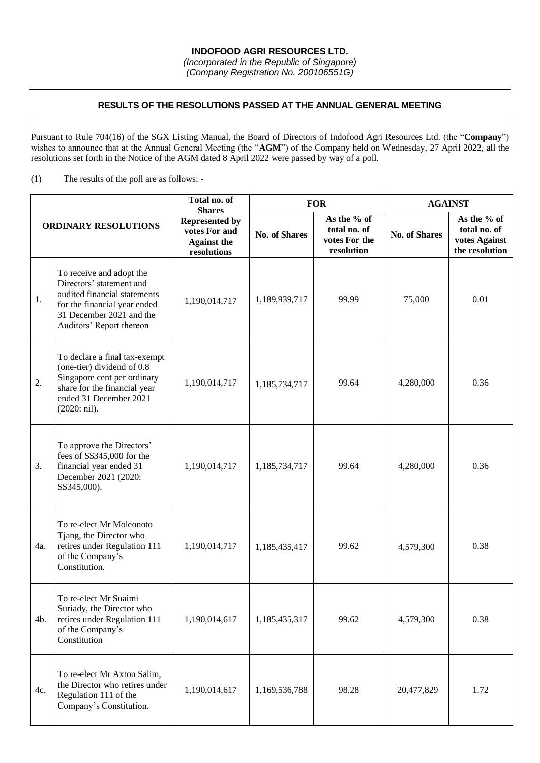**INDOFOOD AGRI RESOURCES LTD.**
*(Incorporated in the Republic of Singapore)*
*(Company Registration No. 200106551G)*

## RESULTS OF THE RESOLUTIONS PASSED AT THE ANNUAL GENERAL MEETING

Pursuant to Rule 704(16) of the SGX Listing Manual, the Board of Directors of Indofood Agri Resources Ltd. (the "**Company**") wishes to announce that at the Annual General Meeting (the "**AGM**") of the Company held on Wednesday, 27 April 2022, all the resolutions set forth in the Notice of the AGM dated 8 April 2022 were passed by way of a poll.

(1) The results of the poll are as follows: -

| ORDINARY RESOLUTIONS | | Total no. of Shares Represented by votes For and Against the resolutions | FOR | | AGAINST | |
|---|---|---|---|---|---|---|
| | | | No. of Shares | As the % of total no. of votes For the resolution | No. of Shares | As the % of total no. of votes Against the resolution |
| 1. | To receive and adopt the Directors' statement and audited financial statements for the financial year ended 31 December 2021 and the Auditors' Report thereon | 1,190,014,717 | 1,189,939,717 | 99.99 | 75,000 | 0.01 |
| 2. | To declare a final tax-exempt (one-tier) dividend of 0.8 Singapore cent per ordinary share for the financial year ended 31 December 2021 (2020: nil). | 1,190,014,717 | 1,185,734,717 | 99.64 | 4,280,000 | 0.36 |
| 3. | To approve the Directors' fees of S$345,000 for the financial year ended 31 December 2021 (2020: S$345,000). | 1,190,014,717 | 1,185,734,717 | 99.64 | 4,280,000 | 0.36 |
| 4a. | To re-elect Mr Moleonoto Tjang, the Director who retires under Regulation 111 of the Company's Constitution. | 1,190,014,717 | 1,185,435,417 | 99.62 | 4,579,300 | 0.38 |
| 4b. | To re-elect Mr Suaimi Suriady, the Director who retires under Regulation 111 of the Company's Constitution | 1,190,014,617 | 1,185,435,317 | 99.62 | 4,579,300 | 0.38 |
| 4c. | To re-elect Mr Axton Salim, the Director who retires under Regulation 111 of the Company's Constitution. | 1,190,014,617 | 1,169,536,788 | 98.28 | 20,477,829 | 1.72 |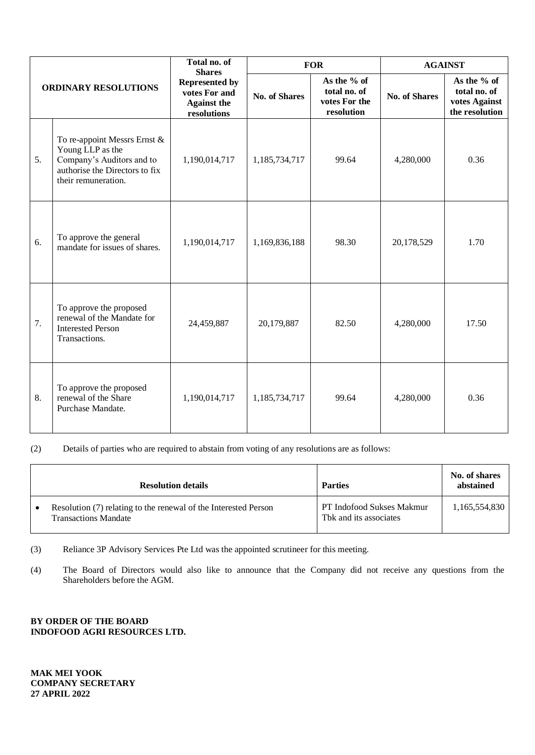| ORDINARY RESOLUTIONS | | Total no. of Shares Represented by votes For and Against the resolutions | FOR | | AGAINST | |
|---|---|---|---|---|---|---|
| | | | No. of Shares | As the % of total no. of votes For the resolution | No. of Shares | As the % of total no. of votes Against the resolution |
| 5. | To re-appoint Messrs Ernst & Young LLP as the Company's Auditors and to authorise the Directors to fix their remuneration. | 1,190,014,717 | 1,185,734,717 | 99.64 | 4,280,000 | 0.36 |
| 6. | To approve the general mandate for issues of shares. | 1,190,014,717 | 1,169,836,188 | 98.30 | 20,178,529 | 1.70 |
| 7. | To approve the proposed renewal of the Mandate for Interested Person Transactions. | 24,459,887 | 20,179,887 | 82.50 | 4,280,000 | 17.50 |
| 8. | To approve the proposed renewal of the Share Purchase Mandate. | 1,190,014,717 | 1,185,734,717 | 99.64 | 4,280,000 | 0.36 |

(2) Details of parties who are required to abstain from voting of any resolutions are as follows:

| Resolution details | Parties | No. of shares abstained |
|---|---|---|
| • Resolution (7) relating to the renewal of the Interested Person Transactions Mandate | PT Indofood Sukses Makmur Tbk and its associates | 1,165,554,830 |

(3) Reliance 3P Advisory Services Pte Ltd was the appointed scrutineer for this meeting.

(4) The Board of Directors would also like to announce that the Company did not receive any questions from the Shareholders before the AGM.

**BY ORDER OF THE BOARD**
**INDOFOOD AGRI RESOURCES LTD.**

**MAK MEI YOOK**
**COMPANY SECRETARY**
**27 APRIL 2022**